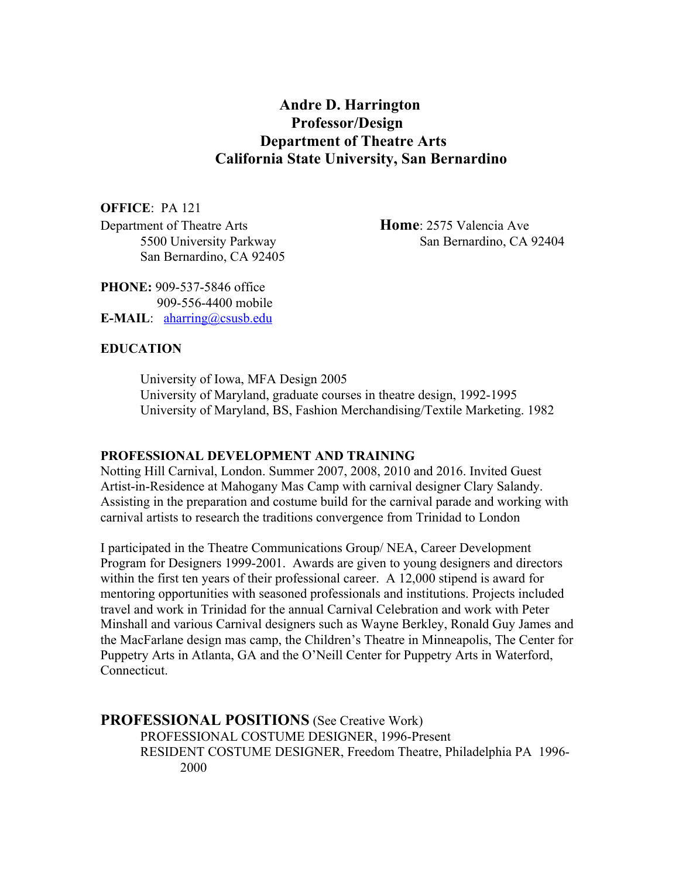# Andre D. Harrington
## Professor/Design
## Department of Theatre Arts
## California State University, San Bernardino

**OFFICE**: PA 121
Department of Theatre Arts
5500 University Parkway
San Bernardino, CA 92405

**Home**: 2575 Valencia Ave
San Bernardino, CA 92404

**PHONE:** 909-537-5846 office
909-556-4400 mobile
**E-MAIL**: aharring@csusb.edu

**EDUCATION**

University of Iowa, MFA Design 2005
University of Maryland, graduate courses in theatre design, 1992-1995
University of Maryland, BS, Fashion Merchandising/Textile Marketing. 1982

**PROFESSIONAL DEVELOPMENT AND TRAINING**

Notting Hill Carnival, London. Summer 2007, 2008, 2010 and 2016. Invited Guest Artist-in-Residence at Mahogany Mas Camp with carnival designer Clary Salandy. Assisting in the preparation and costume build for the carnival parade and working with carnival artists to research the traditions convergence from Trinidad to London

I participated in the Theatre Communications Group/ NEA, Career Development Program for Designers 1999-2001. Awards are given to young designers and directors within the first ten years of their professional career. A 12,000 stipend is award for mentoring opportunities with seasoned professionals and institutions. Projects included travel and work in Trinidad for the annual Carnival Celebration and work with Peter Minshall and various Carnival designers such as Wayne Berkley, Ronald Guy James and the MacFarlane design mas camp, the Children's Theatre in Minneapolis, The Center for Puppetry Arts in Atlanta, GA and the O'Neill Center for Puppetry Arts in Waterford, Connecticut.

**PROFESSIONAL POSITIONS** (See Creative Work)

PROFESSIONAL COSTUME DESIGNER, 1996-Present
RESIDENT COSTUME DESIGNER, Freedom Theatre, Philadelphia PA 1996-2000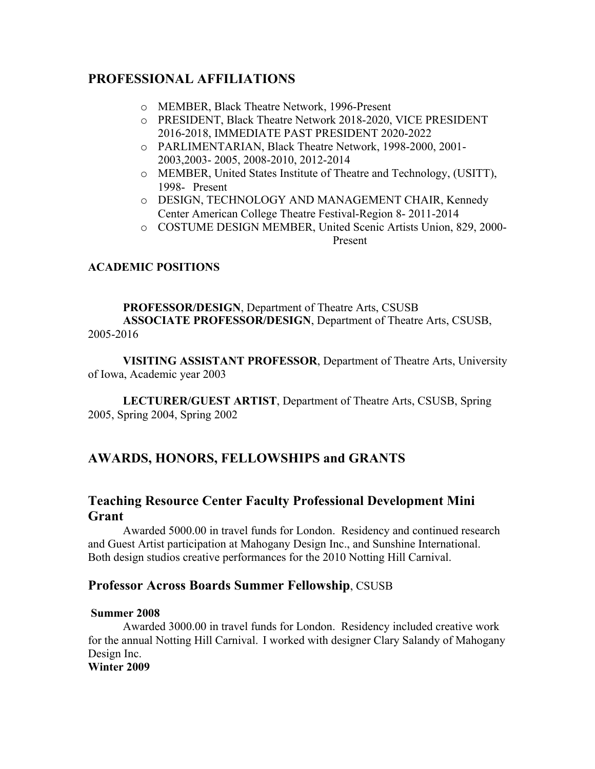## PROFESSIONAL AFFILIATIONS

- MEMBER, Black Theatre Network, 1996-Present
- PRESIDENT, Black Theatre Network 2018-2020, VICE PRESIDENT 2016-2018, IMMEDIATE PAST PRESIDENT 2020-2022
- PARLIMENTARIAN, Black Theatre Network, 1998-2000, 2001-2003,2003- 2005, 2008-2010, 2012-2014
- MEMBER, United States Institute of Theatre and Technology, (USITT), 1998- Present
- DESIGN, TECHNOLOGY AND MANAGEMENT CHAIR, Kennedy Center American College Theatre Festival-Region 8- 2011-2014
- COSTUME DESIGN MEMBER, United Scenic Artists Union, 829, 2000-Present

### ACADEMIC POSITIONS

**PROFESSOR/DESIGN**, Department of Theatre Arts, CSUSB
**ASSOCIATE PROFESSOR/DESIGN**, Department of Theatre Arts, CSUSB, 2005-2016

**VISITING ASSISTANT PROFESSOR**, Department of Theatre Arts, University of Iowa, Academic year 2003

**LECTURER/GUEST ARTIST**, Department of Theatre Arts, CSUSB, Spring 2005, Spring 2004, Spring 2002

## AWARDS, HONORS, FELLOWSHIPS and GRANTS

## Teaching Resource Center Faculty Professional Development Mini Grant

Awarded 5000.00 in travel funds for London. Residency and continued research and Guest Artist participation at Mahogany Design Inc., and Sunshine International. Both design studios creative performances for the 2010 Notting Hill Carnival.

## Professor Across Boards Summer Fellowship, CSUSB

**Summer 2008**

Awarded 3000.00 in travel funds for London. Residency included creative work for the annual Notting Hill Carnival. I worked with designer Clary Salandy of Mahogany Design Inc.

**Winter 2009**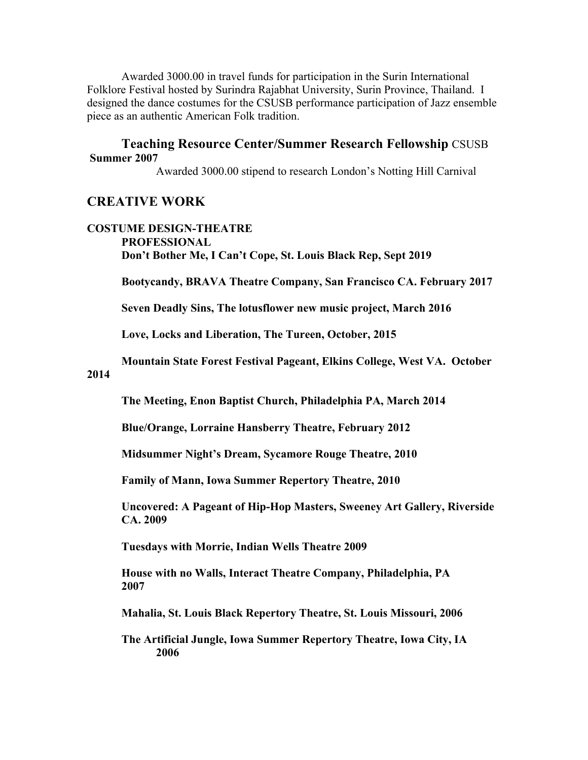Awarded 3000.00 in travel funds for participation in the Surin International Folklore Festival hosted by Surindra Rajabhat University, Surin Province, Thailand. I designed the dance costumes for the CSUSB performance participation of Jazz ensemble piece as an authentic American Folk tradition.

### Teaching Resource Center/Summer Research Fellowship CSUSB

**Summer 2007**

Awarded 3000.00 stipend to research London's Notting Hill Carnival

## CREATIVE WORK

### COSTUME DESIGN-THEATRE

**PROFESSIONAL**

**Don't Bother Me, I Can't Cope, St. Louis Black Rep, Sept 2019**

**Bootycandy, BRAVA Theatre Company, San Francisco CA. February 2017**

**Seven Deadly Sins, The lotusflower new music project, March 2016**

**Love, Locks and Liberation, The Tureen, October, 2015**

**Mountain State Forest Festival Pageant, Elkins College, West VA. October 2014**

**The Meeting, Enon Baptist Church, Philadelphia PA, March 2014**

**Blue/Orange, Lorraine Hansberry Theatre, February 2012**

**Midsummer Night's Dream, Sycamore Rouge Theatre, 2010**

**Family of Mann, Iowa Summer Repertory Theatre, 2010**

**Uncovered: A Pageant of Hip-Hop Masters, Sweeney Art Gallery, Riverside CA. 2009**

**Tuesdays with Morrie, Indian Wells Theatre 2009**

**House with no Walls, Interact Theatre Company, Philadelphia, PA 2007**

**Mahalia, St. Louis Black Repertory Theatre, St. Louis Missouri, 2006**

**The Artificial Jungle, Iowa Summer Repertory Theatre, Iowa City, IA 2006**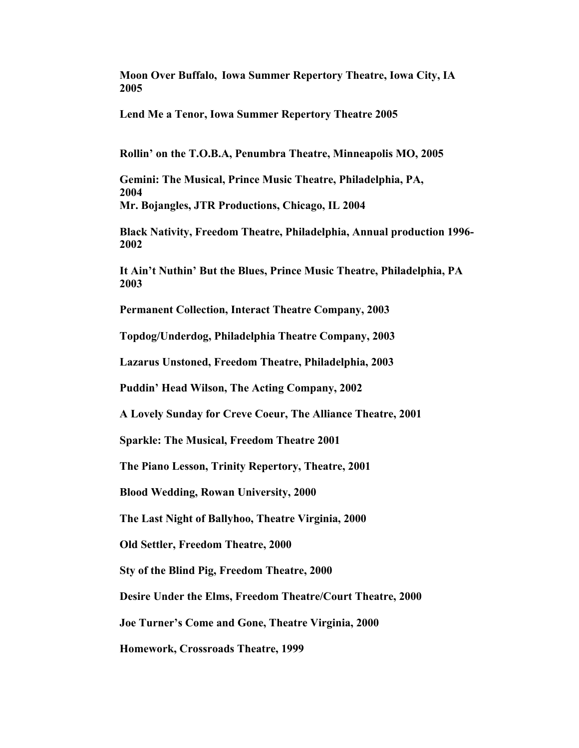**Moon Over Buffalo, Iowa Summer Repertory Theatre, Iowa City, IA 2005**

**Lend Me a Tenor, Iowa Summer Repertory Theatre 2005**

**Rollin' on the T.O.B.A, Penumbra Theatre, Minneapolis MO, 2005**

**Gemini: The Musical, Prince Music Theatre, Philadelphia, PA, 2004**

**Mr. Bojangles, JTR Productions, Chicago, IL 2004**

**Black Nativity, Freedom Theatre, Philadelphia, Annual production 1996-2002**

**It Ain't Nuthin' But the Blues, Prince Music Theatre, Philadelphia, PA 2003**

**Permanent Collection, Interact Theatre Company, 2003**

**Topdog/Underdog, Philadelphia Theatre Company, 2003**

**Lazarus Unstoned, Freedom Theatre, Philadelphia, 2003**

**Puddin' Head Wilson, The Acting Company, 2002**

**A Lovely Sunday for Creve Coeur, The Alliance Theatre, 2001**

**Sparkle: The Musical, Freedom Theatre 2001**

**The Piano Lesson, Trinity Repertory, Theatre, 2001**

**Blood Wedding, Rowan University, 2000**

**The Last Night of Ballyhoo, Theatre Virginia, 2000**

**Old Settler, Freedom Theatre, 2000**

**Sty of the Blind Pig, Freedom Theatre, 2000**

**Desire Under the Elms, Freedom Theatre/Court Theatre, 2000**

**Joe Turner's Come and Gone, Theatre Virginia, 2000**

**Homework, Crossroads Theatre, 1999**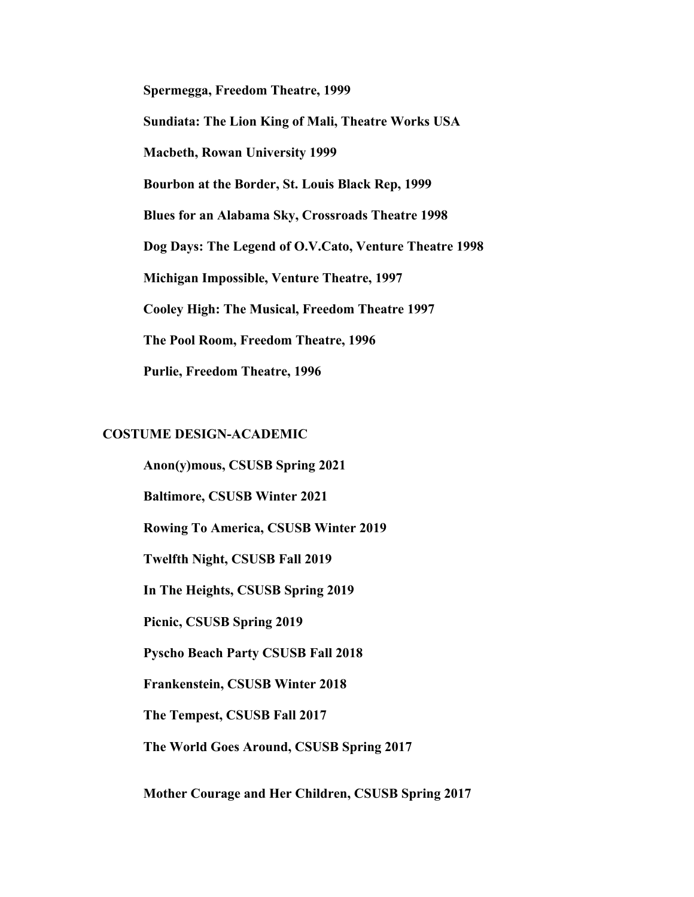**Spermegga, Freedom Theatre, 1999**

**Sundiata: The Lion King of Mali, Theatre Works USA**

**Macbeth, Rowan University 1999**

**Bourbon at the Border, St. Louis Black Rep, 1999**

**Blues for an Alabama Sky, Crossroads Theatre 1998**

**Dog Days: The Legend of O.V.Cato, Venture Theatre 1998**

**Michigan Impossible, Venture Theatre, 1997**

**Cooley High: The Musical, Freedom Theatre 1997**

**The Pool Room, Freedom Theatre, 1996**

**Purlie, Freedom Theatre, 1996**

## COSTUME DESIGN-ACADEMIC

**Anon(y)mous, CSUSB Spring 2021**

**Baltimore, CSUSB Winter 2021**

**Rowing To America, CSUSB Winter 2019**

**Twelfth Night, CSUSB Fall 2019**

**In The Heights, CSUSB Spring 2019**

**Picnic, CSUSB Spring 2019**

**Pyscho Beach Party CSUSB Fall 2018**

**Frankenstein, CSUSB Winter 2018**

**The Tempest, CSUSB Fall 2017**

**The World Goes Around, CSUSB Spring 2017**

**Mother Courage and Her Children, CSUSB Spring 2017**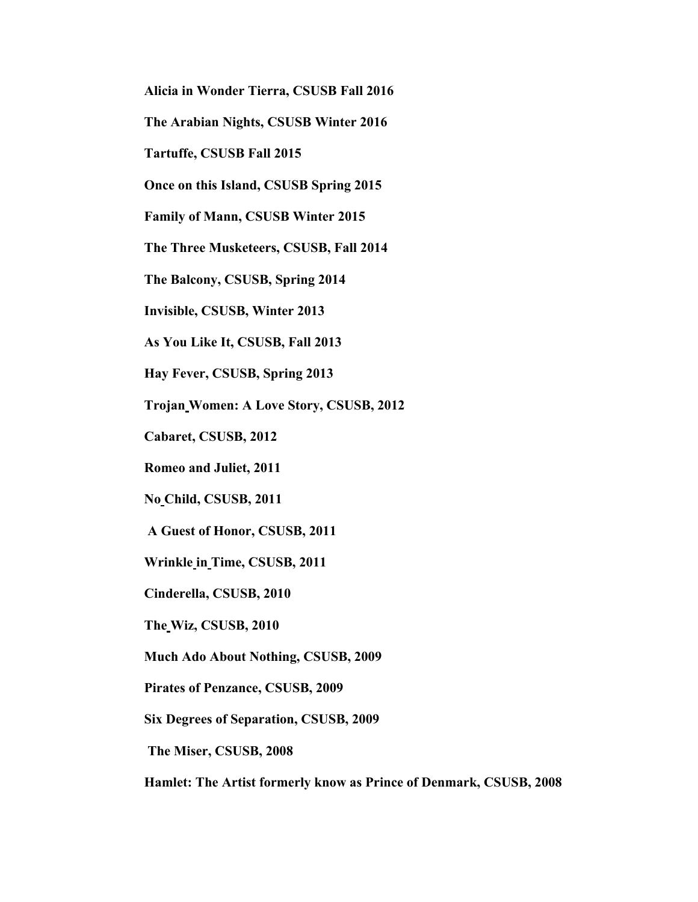**Alicia in Wonder Tierra, CSUSB Fall 2016**

**The Arabian Nights, CSUSB Winter 2016**

**Tartuffe, CSUSB Fall 2015**

**Once on this Island, CSUSB Spring 2015**

**Family of Mann, CSUSB Winter 2015**

**The Three Musketeers, CSUSB, Fall 2014**

**The Balcony, CSUSB, Spring 2014**

**Invisible, CSUSB, Winter 2013**

**As You Like It, CSUSB, Fall 2013**

**Hay Fever, CSUSB, Spring 2013**

**Trojan Women: A Love Story, CSUSB, 2012**

**Cabaret, CSUSB, 2012**

**Romeo and Juliet, 2011**

**No Child, CSUSB, 2011**

**A Guest of Honor, CSUSB, 2011**

**Wrinkle in Time, CSUSB, 2011**

**Cinderella, CSUSB, 2010**

**The Wiz, CSUSB, 2010**

**Much Ado About Nothing, CSUSB, 2009**

**Pirates of Penzance, CSUSB, 2009**

**Six Degrees of Separation, CSUSB, 2009**

**The Miser, CSUSB, 2008**

**Hamlet: The Artist formerly know as Prince of Denmark, CSUSB, 2008**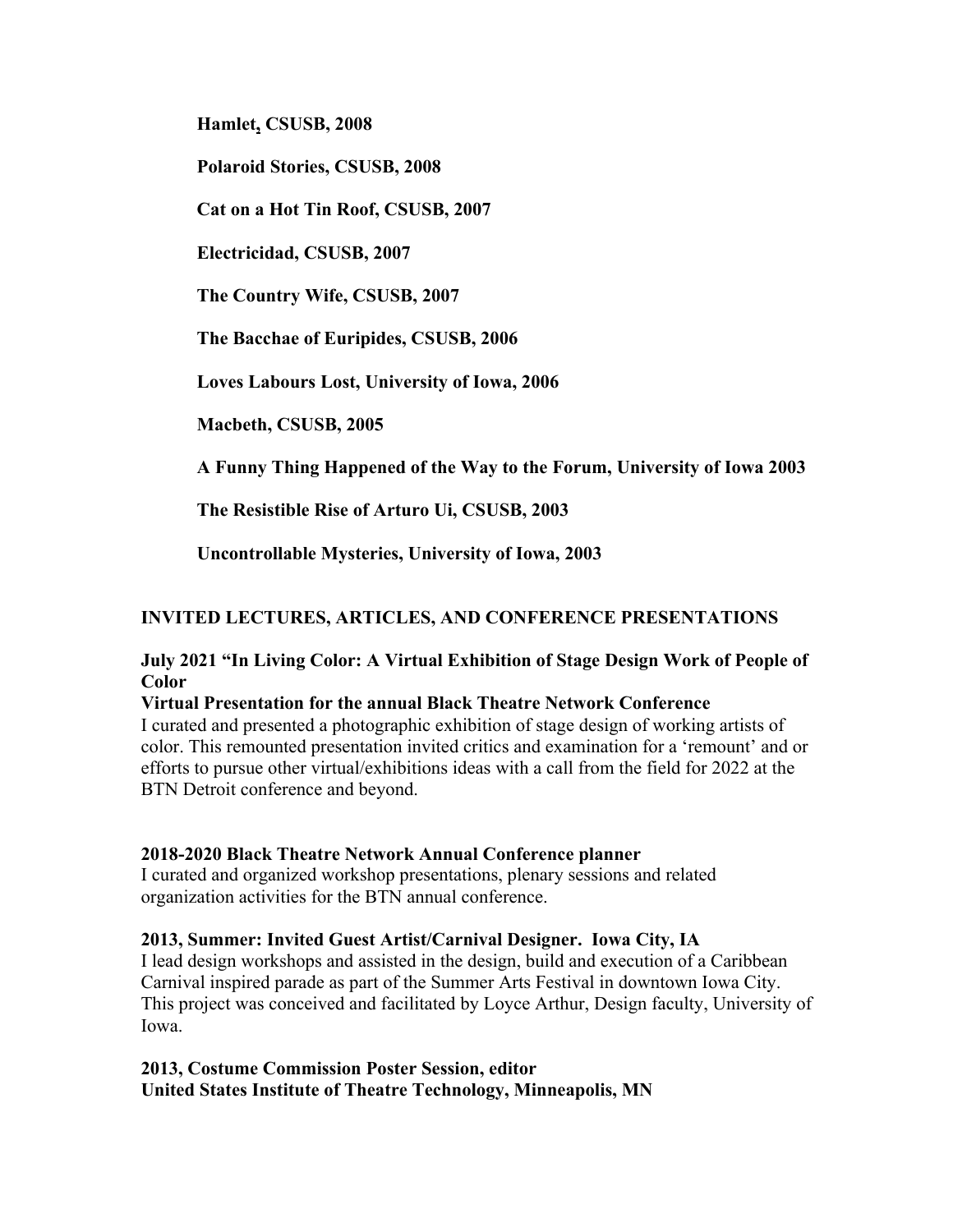**Hamlet, CSUSB, 2008**

**Polaroid Stories, CSUSB, 2008**

**Cat on a Hot Tin Roof, CSUSB, 2007**

**Electricidad, CSUSB, 2007**

**The Country Wife, CSUSB, 2007**

**The Bacchae of Euripides, CSUSB, 2006**

**Loves Labours Lost, University of Iowa, 2006**

**Macbeth, CSUSB, 2005**

**A Funny Thing Happened of the Way to the Forum, University of Iowa 2003**

**The Resistible Rise of Arturo Ui, CSUSB, 2003**

**Uncontrollable Mysteries, University of Iowa, 2003**

## INVITED LECTURES, ARTICLES, AND CONFERENCE PRESENTATIONS

**July 2021 "In Living Color: A Virtual Exhibition of Stage Design Work of People of Color**
**Virtual Presentation for the annual Black Theatre Network Conference**
I curated and presented a photographic exhibition of stage design of working artists of color. This remounted presentation invited critics and examination for a 'remount' and or efforts to pursue other virtual/exhibitions ideas with a call from the field for 2022 at the BTN Detroit conference and beyond.

**2018-2020 Black Theatre Network Annual Conference planner**
I curated and organized workshop presentations, plenary sessions and related organization activities for the BTN annual conference.

**2013, Summer: Invited Guest Artist/Carnival Designer. Iowa City, IA**
I lead design workshops and assisted in the design, build and execution of a Caribbean Carnival inspired parade as part of the Summer Arts Festival in downtown Iowa City. This project was conceived and facilitated by Loyce Arthur, Design faculty, University of Iowa.

**2013, Costume Commission Poster Session, editor**
**United States Institute of Theatre Technology, Minneapolis, MN**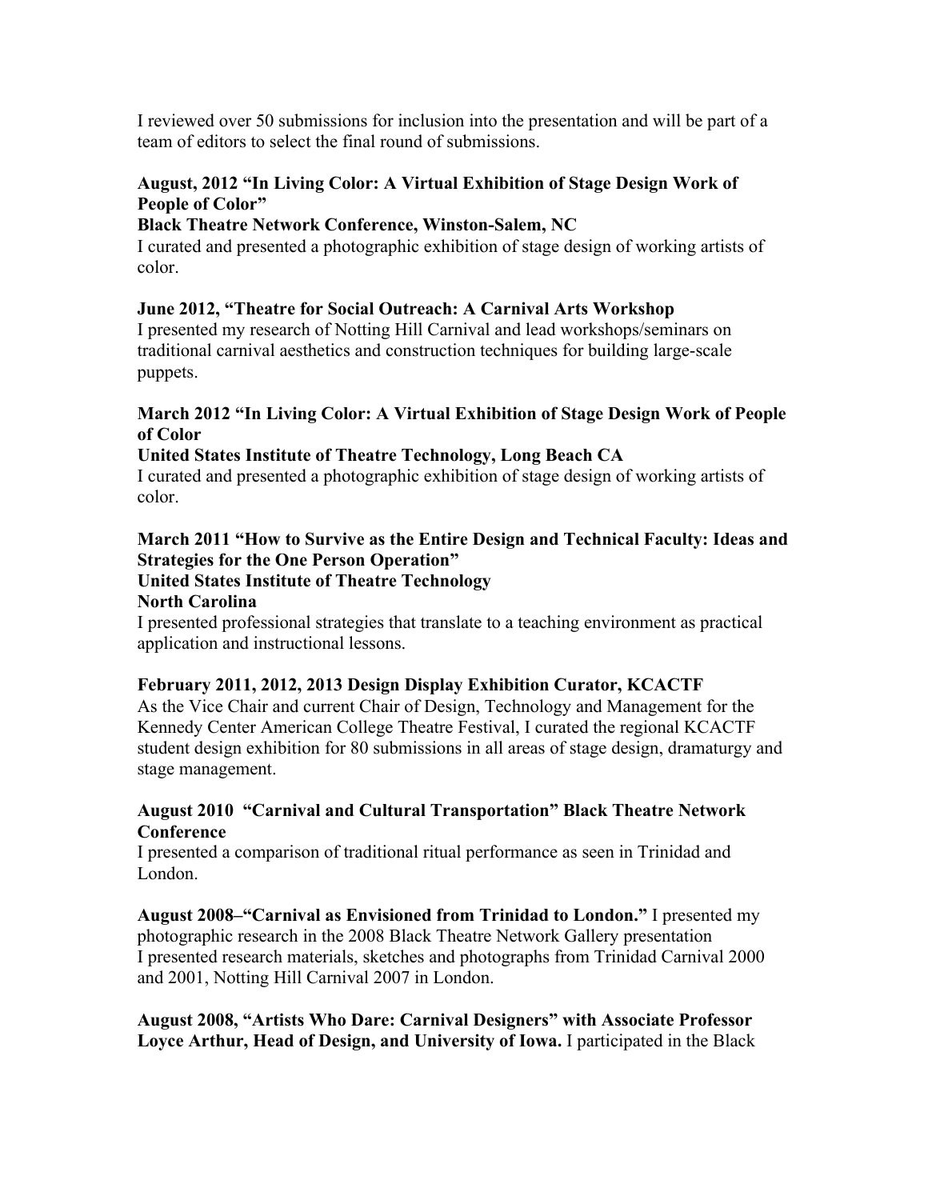I reviewed over 50 submissions for inclusion into the presentation and will be part of a team of editors to select the final round of submissions.

**August, 2012 "In Living Color: A Virtual Exhibition of Stage Design Work of People of Color"**
**Black Theatre Network Conference, Winston-Salem, NC**
I curated and presented a photographic exhibition of stage design of working artists of color.

**June 2012, "Theatre for Social Outreach: A Carnival Arts Workshop**
I presented my research of Notting Hill Carnival and lead workshops/seminars on traditional carnival aesthetics and construction techniques for building large-scale puppets.

**March 2012 "In Living Color: A Virtual Exhibition of Stage Design Work of People of Color**
**United States Institute of Theatre Technology, Long Beach CA**
I curated and presented a photographic exhibition of stage design of working artists of color.

**March 2011 "How to Survive as the Entire Design and Technical Faculty: Ideas and Strategies for the One Person Operation"**
**United States Institute of Theatre Technology**
**North Carolina**
I presented professional strategies that translate to a teaching environment as practical application and instructional lessons.

**February 2011, 2012, 2013 Design Display Exhibition Curator, KCACTF**
As the Vice Chair and current Chair of Design, Technology and Management for the Kennedy Center American College Theatre Festival, I curated the regional KCACTF student design exhibition for 80 submissions in all areas of stage design, dramaturgy and stage management.

**August 2010 "Carnival and Cultural Transportation" Black Theatre Network Conference**
I presented a comparison of traditional ritual performance as seen in Trinidad and London.

**August 2008–"Carnival as Envisioned from Trinidad to London."** I presented my photographic research in the 2008 Black Theatre Network Gallery presentation
I presented research materials, sketches and photographs from Trinidad Carnival 2000 and 2001, Notting Hill Carnival 2007 in London.

**August 2008, "Artists Who Dare: Carnival Designers" with Associate Professor Loyce Arthur, Head of Design, and University of Iowa.** I participated in the Black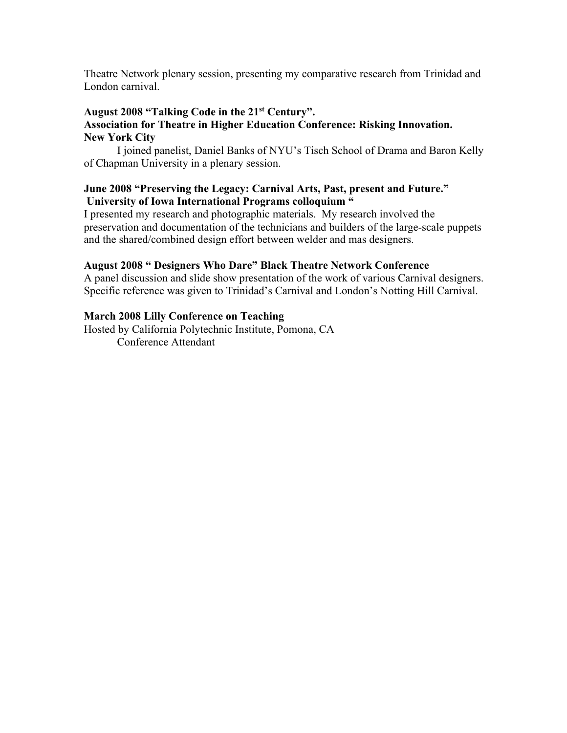Theatre Network plenary session, presenting my comparative research from Trinidad and London carnival.

**August 2008 “Talking Code in the 21st Century”.**
**Association for Theatre in Higher Education Conference: Risking Innovation.**
**New York City**

I joined panelist, Daniel Banks of NYU’s Tisch School of Drama and Baron Kelly of Chapman University in a plenary session.

**June 2008 “Preserving the Legacy: Carnival Arts, Past, present and Future.”**
**University of Iowa International Programs colloquium “**

I presented my research and photographic materials. My research involved the preservation and documentation of the technicians and builders of the large-scale puppets and the shared/combined design effort between welder and mas designers.

**August 2008 “ Designers Who Dare” Black Theatre Network Conference**

A panel discussion and slide show presentation of the work of various Carnival designers. Specific reference was given to Trinidad’s Carnival and London’s Notting Hill Carnival.

**March 2008 Lilly Conference on Teaching**

Hosted by California Polytechnic Institute, Pomona, CA

Conference Attendant